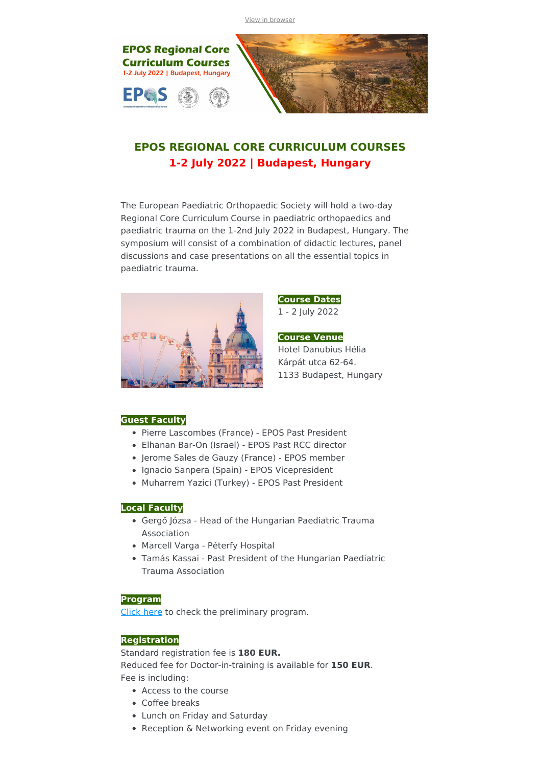View in browser

# EPOS REGIONAL CORE CURRICULUM COURSES

## 1-2 July 2022 | Budapest, Hungary

The European Paediatric Orthopaedic Society will hold a two-day Regional Core Curriculum Course in paediatric orthopaedics and paediatric trauma on the 1-2nd July 2022 in Budapest, Hungary. The symposium will consist of a combination of didactic lectures, panel discussions and case presentations on all the essential topics in paediatric trauma.

**Course Dates**

1 - 2 July 2022

**Course Venue**

Hotel Danubius Hélia
Kárpát utca 62-64.
1133 Budapest, Hungary

**Guest Faculty**

- Pierre Lascombes (France) - EPOS Past President
- Elhanan Bar-On (Israel) - EPOS Past RCC director
- Jerome Sales de Gauzy (France) - EPOS member
- Ignacio Sanpera (Spain) - EPOS Vicepresident
- Muharrem Yazici (Turkey) - EPOS Past President

**Local Faculty**

- Gergő Józsa - Head of the Hungarian Paediatric Trauma Association
- Marcell Varga - Péterfy Hospital
- Tamás Kassai - Past President of the Hungarian Paediatric Trauma Association

**Program**

Click here to check the preliminary program.

**Registration**

Standard registration fee is **180 EUR.**
Reduced fee for Doctor-in-training is available for **150 EUR**.
Fee is including:

- Access to the course
- Coffee breaks
- Lunch on Friday and Saturday
- Reception & Networking event on Friday evening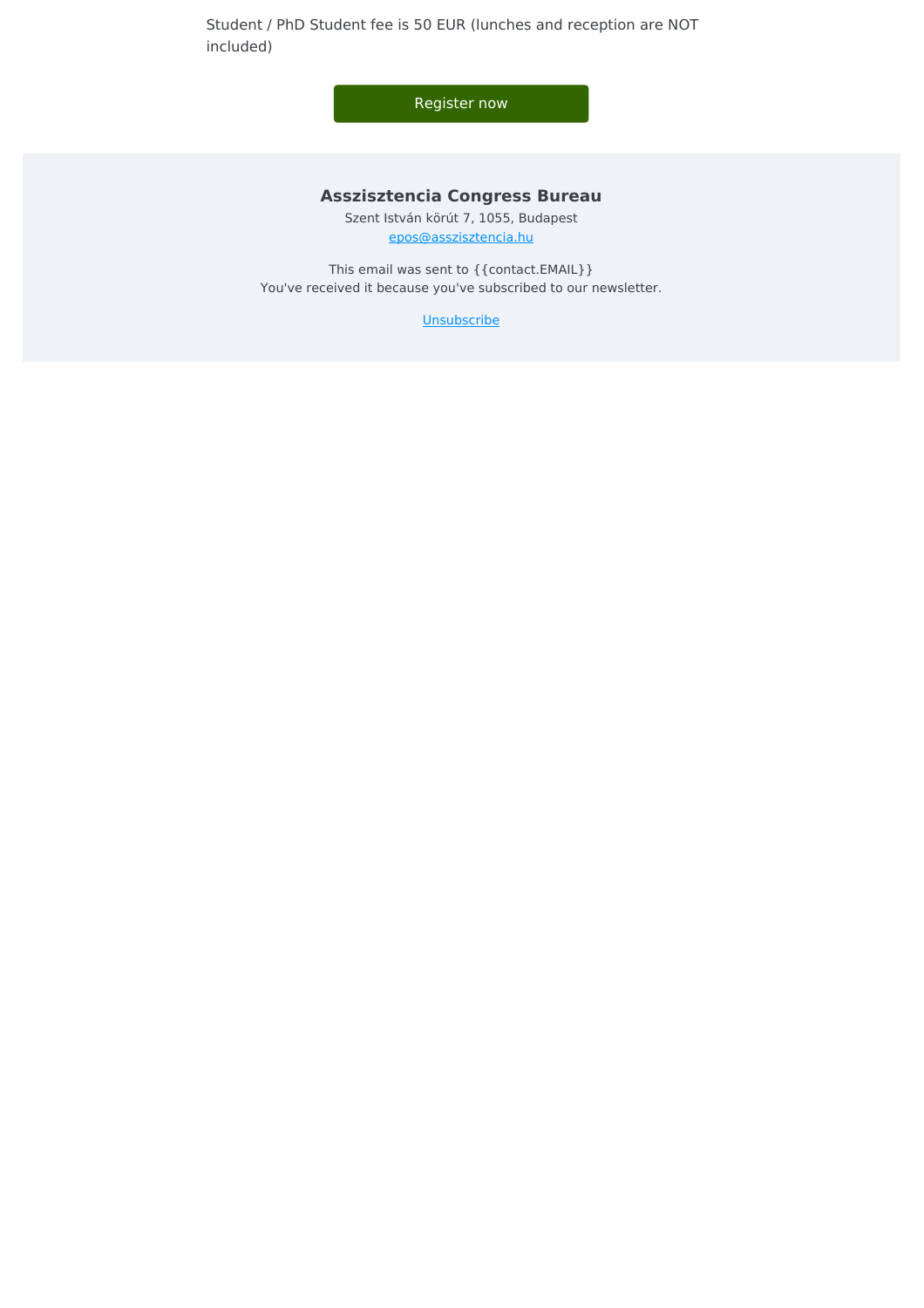Student / PhD Student fee is 50 EUR (lunches and reception are NOT included)

Register now

**Asszisztencia Congress Bureau**

Szent István körút 7, 1055, Budapest

epos@asszisztencia.hu

This email was sent to {{contact.EMAIL}}

You've received it because you've subscribed to our newsletter.

Unsubscribe